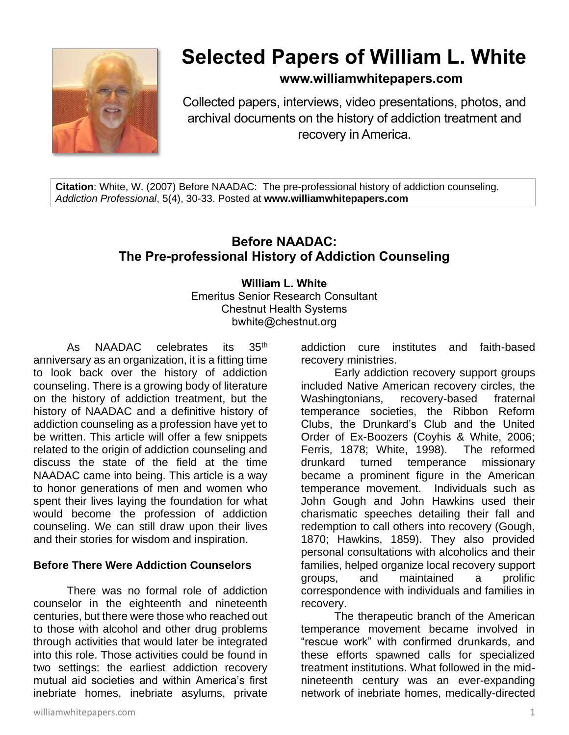# Selected Papers of William L. White

**www.williamwhitepapers.com**

Collected papers, interviews, video presentations, photos, and archival documents on the history of addiction treatment and recovery in America.

**Citation**: White, W. (2007) Before NAADAC: The pre-professional history of addiction counseling. *Addiction Professional*, 5(4), 30-33. Posted at **www.williamwhitepapers.com**

## Before NAADAC: The Pre-professional History of Addiction Counseling

**William L. White**
Emeritus Senior Research Consultant
Chestnut Health Systems
bwhite@chestnut.org

As NAADAC celebrates its 35th anniversary as an organization, it is a fitting time to look back over the history of addiction counseling. There is a growing body of literature on the history of addiction treatment, but the history of NAADAC and a definitive history of addiction counseling as a profession have yet to be written. This article will offer a few snippets related to the origin of addiction counseling and discuss the state of the field at the time NAADAC came into being. This article is a way to honor generations of men and women who spent their lives laying the foundation for what would become the profession of addiction counseling. We can still draw upon their lives and their stories for wisdom and inspiration.

### Before There Were Addiction Counselors

There was no formal role of addiction counselor in the eighteenth and nineteenth centuries, but there were those who reached out to those with alcohol and other drug problems through activities that would later be integrated into this role. Those activities could be found in two settings: the earliest addiction recovery mutual aid societies and within America's first inebriate homes, inebriate asylums, private addiction cure institutes and faith-based recovery ministries.

Early addiction recovery support groups included Native American recovery circles, the Washingtonians, recovery-based fraternal temperance societies, the Ribbon Reform Clubs, the Drunkard's Club and the United Order of Ex-Boozers (Coyhis & White, 2006; Ferris, 1878; White, 1998). The reformed drunkard turned temperance missionary became a prominent figure in the American temperance movement. Individuals such as John Gough and John Hawkins used their charismatic speeches detailing their fall and redemption to call others into recovery (Gough, 1870; Hawkins, 1859). They also provided personal consultations with alcoholics and their families, helped organize local recovery support groups, and maintained a prolific correspondence with individuals and families in recovery.

The therapeutic branch of the American temperance movement became involved in "rescue work" with confirmed drunkards, and these efforts spawned calls for specialized treatment institutions. What followed in the mid-nineteenth century was an ever-expanding network of inebriate homes, medically-directed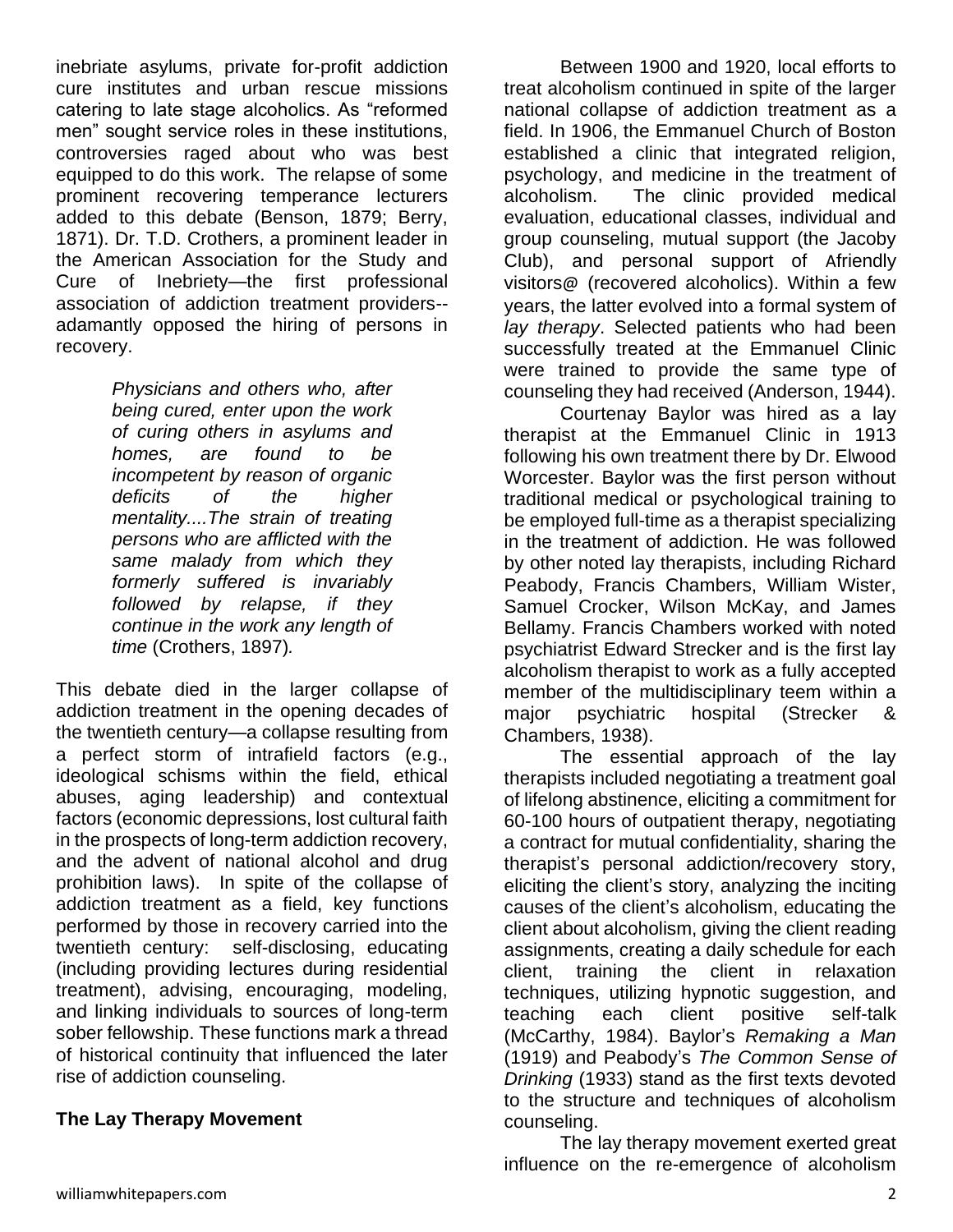inebriate asylums, private for-profit addiction cure institutes and urban rescue missions catering to late stage alcoholics. As "reformed men" sought service roles in these institutions, controversies raged about who was best equipped to do this work. The relapse of some prominent recovering temperance lecturers added to this debate (Benson, 1879; Berry, 1871). Dr. T.D. Crothers, a prominent leader in the American Association for the Study and Cure of Inebriety—the first professional association of addiction treatment providers--adamantly opposed the hiring of persons in recovery.

> *Physicians and others who, after being cured, enter upon the work of curing others in asylums and homes, are found to be incompetent by reason of organic deficits of the higher mentality....The strain of treating persons who are afflicted with the same malady from which they formerly suffered is invariably followed by relapse, if they continue in the work any length of time* (Crothers, 1897)*.*

This debate died in the larger collapse of addiction treatment in the opening decades of the twentieth century—a collapse resulting from a perfect storm of intrafield factors (e.g., ideological schisms within the field, ethical abuses, aging leadership) and contextual factors (economic depressions, lost cultural faith in the prospects of long-term addiction recovery, and the advent of national alcohol and drug prohibition laws). In spite of the collapse of addiction treatment as a field, key functions performed by those in recovery carried into the twentieth century: self-disclosing, educating (including providing lectures during residential treatment), advising, encouraging, modeling, and linking individuals to sources of long-term sober fellowship. These functions mark a thread of historical continuity that influenced the later rise of addiction counseling.

## The Lay Therapy Movement

Between 1900 and 1920, local efforts to treat alcoholism continued in spite of the larger national collapse of addiction treatment as a field. In 1906, the Emmanuel Church of Boston established a clinic that integrated religion, psychology, and medicine in the treatment of alcoholism. The clinic provided medical evaluation, educational classes, individual and group counseling, mutual support (the Jacoby Club), and personal support of Afriendly visitors@ (recovered alcoholics). Within a few years, the latter evolved into a formal system of *lay therapy*. Selected patients who had been successfully treated at the Emmanuel Clinic were trained to provide the same type of counseling they had received (Anderson, 1944).

Courtenay Baylor was hired as a lay therapist at the Emmanuel Clinic in 1913 following his own treatment there by Dr. Elwood Worcester. Baylor was the first person without traditional medical or psychological training to be employed full-time as a therapist specializing in the treatment of addiction. He was followed by other noted lay therapists, including Richard Peabody, Francis Chambers, William Wister, Samuel Crocker, Wilson McKay, and James Bellamy. Francis Chambers worked with noted psychiatrist Edward Strecker and is the first lay alcoholism therapist to work as a fully accepted member of the multidisciplinary teem within a major psychiatric hospital (Strecker & Chambers, 1938).

The essential approach of the lay therapists included negotiating a treatment goal of lifelong abstinence, eliciting a commitment for 60-100 hours of outpatient therapy, negotiating a contract for mutual confidentiality, sharing the therapist's personal addiction/recovery story, eliciting the client's story, analyzing the inciting causes of the client's alcoholism, educating the client about alcoholism, giving the client reading assignments, creating a daily schedule for each client, training the client in relaxation techniques, utilizing hypnotic suggestion, and teaching each client positive self-talk (McCarthy, 1984). Baylor's *Remaking a Man* (1919) and Peabody's *The Common Sense of Drinking* (1933) stand as the first texts devoted to the structure and techniques of alcoholism counseling.

The lay therapy movement exerted great influence on the re-emergence of alcoholism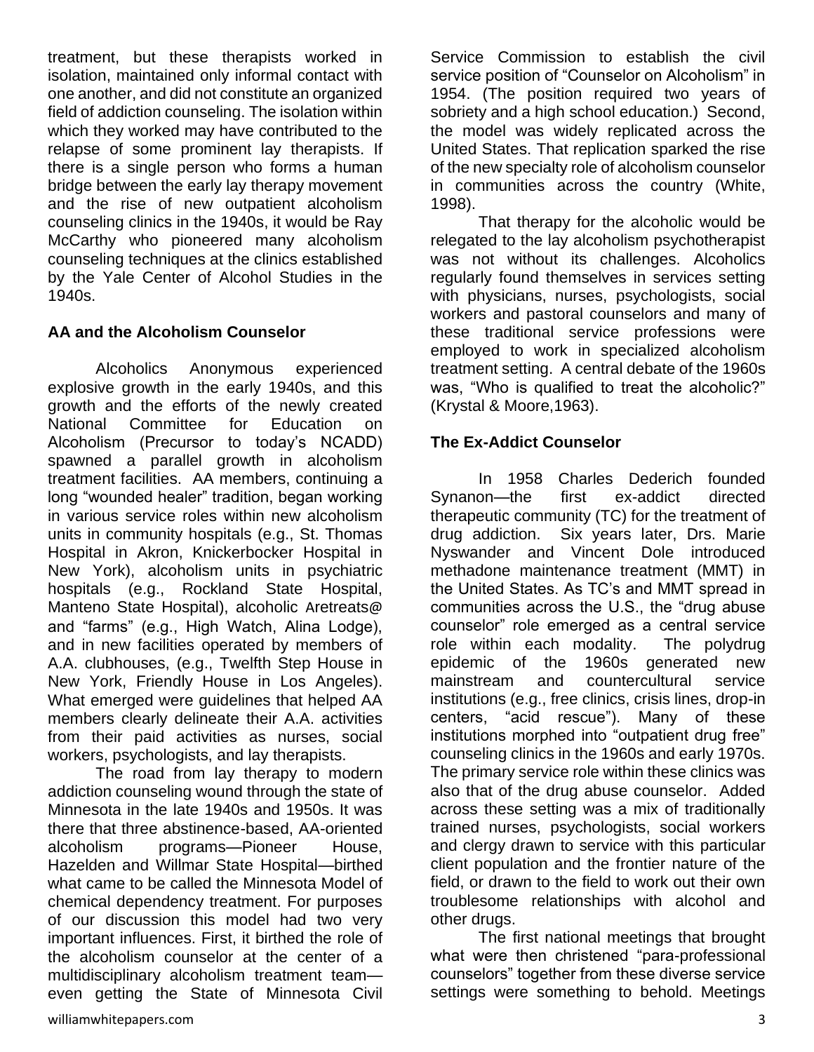treatment, but these therapists worked in isolation, maintained only informal contact with one another, and did not constitute an organized field of addiction counseling. The isolation within which they worked may have contributed to the relapse of some prominent lay therapists. If there is a single person who forms a human bridge between the early lay therapy movement and the rise of new outpatient alcoholism counseling clinics in the 1940s, it would be Ray McCarthy who pioneered many alcoholism counseling techniques at the clinics established by the Yale Center of Alcohol Studies in the 1940s.

## AA and the Alcoholism Counselor

Alcoholics Anonymous experienced explosive growth in the early 1940s, and this growth and the efforts of the newly created National Committee for Education on Alcoholism (Precursor to today's NCADD) spawned a parallel growth in alcoholism treatment facilities. AA members, continuing a long "wounded healer" tradition, began working in various service roles within new alcoholism units in community hospitals (e.g., St. Thomas Hospital in Akron, Knickerbocker Hospital in New York), alcoholism units in psychiatric hospitals (e.g., Rockland State Hospital, Manteno State Hospital), alcoholic Aretreats@ and "farms" (e.g., High Watch, Alina Lodge), and in new facilities operated by members of A.A. clubhouses, (e.g., Twelfth Step House in New York, Friendly House in Los Angeles). What emerged were guidelines that helped AA members clearly delineate their A.A. activities from their paid activities as nurses, social workers, psychologists, and lay therapists.

The road from lay therapy to modern addiction counseling wound through the state of Minnesota in the late 1940s and 1950s. It was there that three abstinence-based, AA-oriented alcoholism programs—Pioneer House, Hazelden and Willmar State Hospital—birthed what came to be called the Minnesota Model of chemical dependency treatment. For purposes of our discussion this model had two very important influences. First, it birthed the role of the alcoholism counselor at the center of a multidisciplinary alcoholism treatment team—even getting the State of Minnesota Civil Service Commission to establish the civil service position of "Counselor on Alcoholism" in 1954. (The position required two years of sobriety and a high school education.) Second, the model was widely replicated across the United States. That replication sparked the rise of the new specialty role of alcoholism counselor in communities across the country (White, 1998).

That therapy for the alcoholic would be relegated to the lay alcoholism psychotherapist was not without its challenges. Alcoholics regularly found themselves in services setting with physicians, nurses, psychologists, social workers and pastoral counselors and many of these traditional service professions were employed to work in specialized alcoholism treatment setting. A central debate of the 1960s was, "Who is qualified to treat the alcoholic?" (Krystal & Moore,1963).

## The Ex-Addict Counselor

In 1958 Charles Dederich founded Synanon—the first ex-addict directed therapeutic community (TC) for the treatment of drug addiction. Six years later, Drs. Marie Nyswander and Vincent Dole introduced methadone maintenance treatment (MMT) in the United States. As TC's and MMT spread in communities across the U.S., the "drug abuse counselor" role emerged as a central service role within each modality. The polydrug epidemic of the 1960s generated new mainstream and countercultural service institutions (e.g., free clinics, crisis lines, drop-in centers, "acid rescue"). Many of these institutions morphed into "outpatient drug free" counseling clinics in the 1960s and early 1970s. The primary service role within these clinics was also that of the drug abuse counselor. Added across these setting was a mix of traditionally trained nurses, psychologists, social workers and clergy drawn to service with this particular client population and the frontier nature of the field, or drawn to the field to work out their own troublesome relationships with alcohol and other drugs.

The first national meetings that brought what were then christened "para-professional counselors" together from these diverse service settings were something to behold. Meetings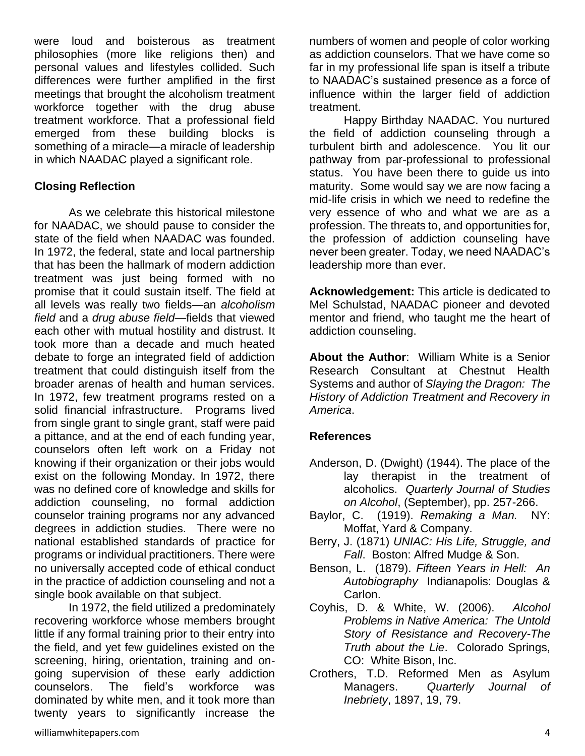were loud and boisterous as treatment philosophies (more like religions then) and personal values and lifestyles collided. Such differences were further amplified in the first meetings that brought the alcoholism treatment workforce together with the drug abuse treatment workforce. That a professional field emerged from these building blocks is something of a miracle—a miracle of leadership in which NAADAC played a significant role.

### Closing Reflection

As we celebrate this historical milestone for NAADAC, we should pause to consider the state of the field when NAADAC was founded. In 1972, the federal, state and local partnership that has been the hallmark of modern addiction treatment was just being formed with no promise that it could sustain itself. The field at all levels was really two fields—an *alcoholism field* and a *drug abuse field*—fields that viewed each other with mutual hostility and distrust. It took more than a decade and much heated debate to forge an integrated field of addiction treatment that could distinguish itself from the broader arenas of health and human services. In 1972, few treatment programs rested on a solid financial infrastructure. Programs lived from single grant to single grant, staff were paid a pittance, and at the end of each funding year, counselors often left work on a Friday not knowing if their organization or their jobs would exist on the following Monday. In 1972, there was no defined core of knowledge and skills for addiction counseling, no formal addiction counselor training programs nor any advanced degrees in addiction studies. There were no national established standards of practice for programs or individual practitioners. There were no universally accepted code of ethical conduct in the practice of addiction counseling and not a single book available on that subject.

In 1972, the field utilized a predominately recovering workforce whose members brought little if any formal training prior to their entry into the field, and yet few guidelines existed on the screening, hiring, orientation, training and on-going supervision of these early addiction counselors. The field's workforce was dominated by white men, and it took more than twenty years to significantly increase the numbers of women and people of color working as addiction counselors. That we have come so far in my professional life span is itself a tribute to NAADAC's sustained presence as a force of influence within the larger field of addiction treatment.

Happy Birthday NAADAC. You nurtured the field of addiction counseling through a turbulent birth and adolescence. You lit our pathway from par-professional to professional status. You have been there to guide us into maturity. Some would say we are now facing a mid-life crisis in which we need to redefine the very essence of who and what we are as a profession. The threats to, and opportunities for, the profession of addiction counseling have never been greater. Today, we need NAADAC's leadership more than ever.

**Acknowledgement:** This article is dedicated to Mel Schulstad, NAADAC pioneer and devoted mentor and friend, who taught me the heart of addiction counseling.

**About the Author**: William White is a Senior Research Consultant at Chestnut Health Systems and author of *Slaying the Dragon: The History of Addiction Treatment and Recovery in America*.

### References

Anderson, D. (Dwight) (1944). The place of the lay therapist in the treatment of alcoholics. *Quarterly Journal of Studies on Alcohol*, (September), pp. 257-266.

Baylor, C. (1919). *Remaking a Man.* NY: Moffat, Yard & Company.

Berry, J. (1871) *UNIAC: His Life, Struggle, and Fall*. Boston: Alfred Mudge & Son.

Benson, L. (1879). *Fifteen Years in Hell: An Autobiography* Indianapolis: Douglas & Carlon.

Coyhis, D. & White, W. (2006). *Alcohol Problems in Native America: The Untold Story of Resistance and Recovery-The Truth about the Lie*. Colorado Springs, CO: White Bison, Inc.

Crothers, T.D. Reformed Men as Asylum Managers. *Quarterly Journal of Inebriety*, 1897, 19, 79.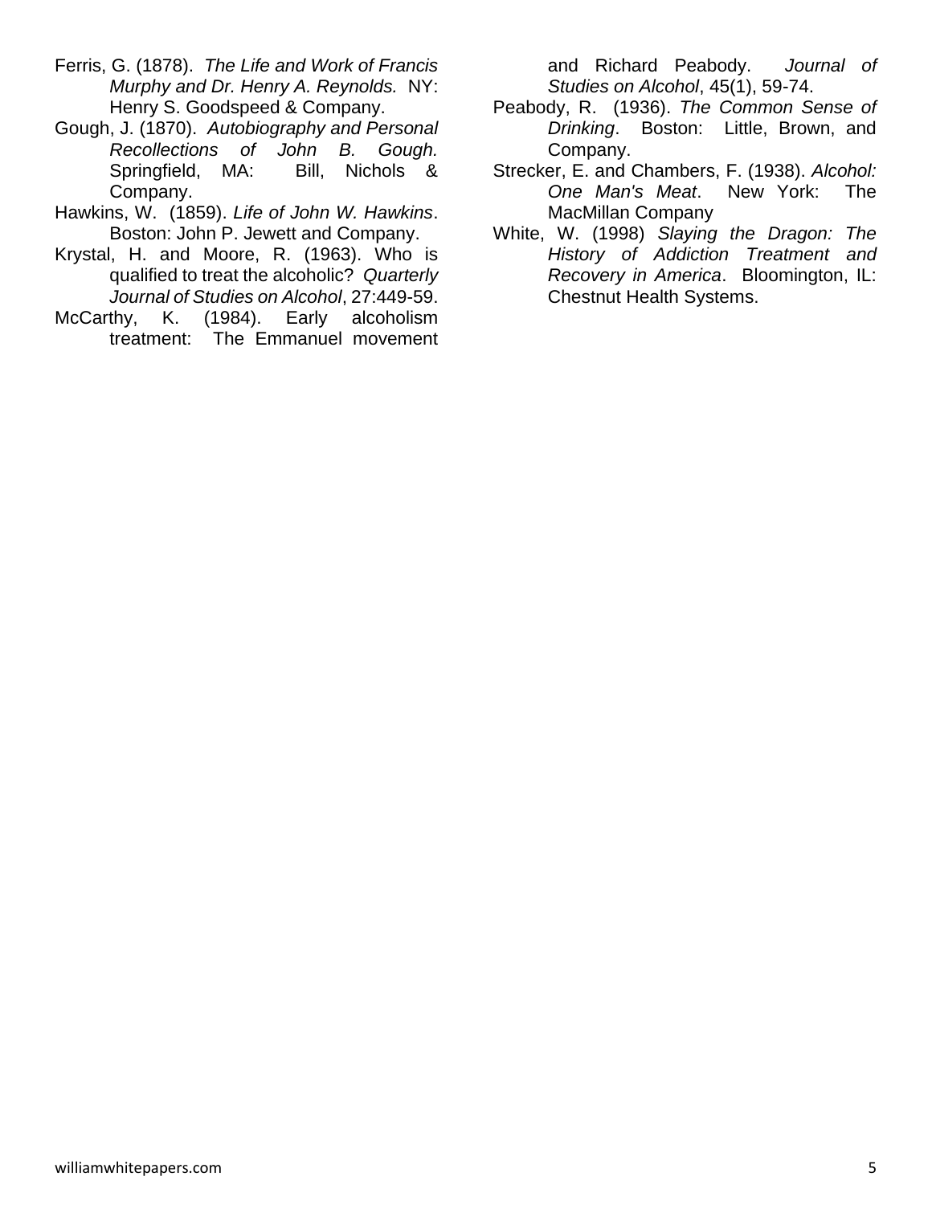Ferris, G. (1878). *The Life and Work of Francis Murphy and Dr. Henry A. Reynolds.* NY: Henry S. Goodspeed & Company.

Gough, J. (1870). *Autobiography and Personal Recollections of John B. Gough.* Springfield, MA: Bill, Nichols & Company.

Hawkins, W. (1859). *Life of John W. Hawkins*. Boston: John P. Jewett and Company.

Krystal, H. and Moore, R. (1963). Who is qualified to treat the alcoholic? *Quarterly Journal of Studies on Alcohol*, 27:449-59.

McCarthy, K. (1984). Early alcoholism treatment: The Emmanuel movement and Richard Peabody. *Journal of Studies on Alcohol*, 45(1), 59-74.

Peabody, R. (1936). *The Common Sense of Drinking*. Boston: Little, Brown, and Company.

Strecker, E. and Chambers, F. (1938). *Alcohol: One Man's Meat*. New York: The MacMillan Company

White, W. (1998) *Slaying the Dragon: The History of Addiction Treatment and Recovery in America*. Bloomington, IL: Chestnut Health Systems.